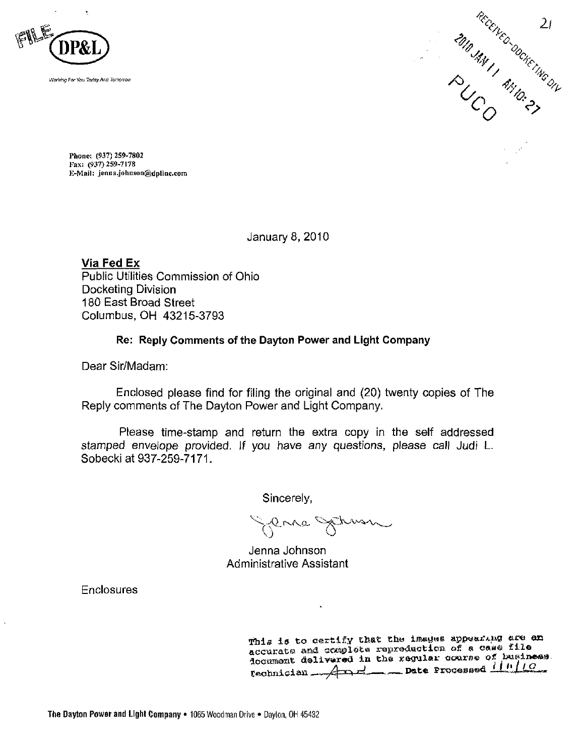FILE

**DP&L**

*Working For You Today And Tomorrow*

RECEIVED-DOCKETING DIV

2010 JAN 11 AM 10:27

PUCO

21

Phone: (937) 259-7802
Fax: (937) 259-7178
E-Mail: jenna.johnson@dplinc.com

January 8, 2010

**Via Fed Ex**
Public Utilities Commission of Ohio
Docketing Division
180 East Broad Street
Columbus, OH 43215-3793

**Re: Reply Comments of the Dayton Power and Light Company**

Dear Sir/Madam:

Enclosed please find for filing the original and (20) twenty copies of The Reply comments of The Dayton Power and Light Company.

Please time-stamp and return the extra copy in the self addressed stamped envelope provided. If you have any questions, please call Judi L. Sobecki at 937-259-7171.

Sincerely,

Jenna Johnson
Administrative Assistant

Enclosures

This is to certify that the images appearing are an accurate and complete reproduction of a case file document delivered in the regular course of business.
Technician ______ Date Processed 1/11/10

**The Dayton Power and Light Company** • 1065 Woodman Drive • Dayton, OH 45432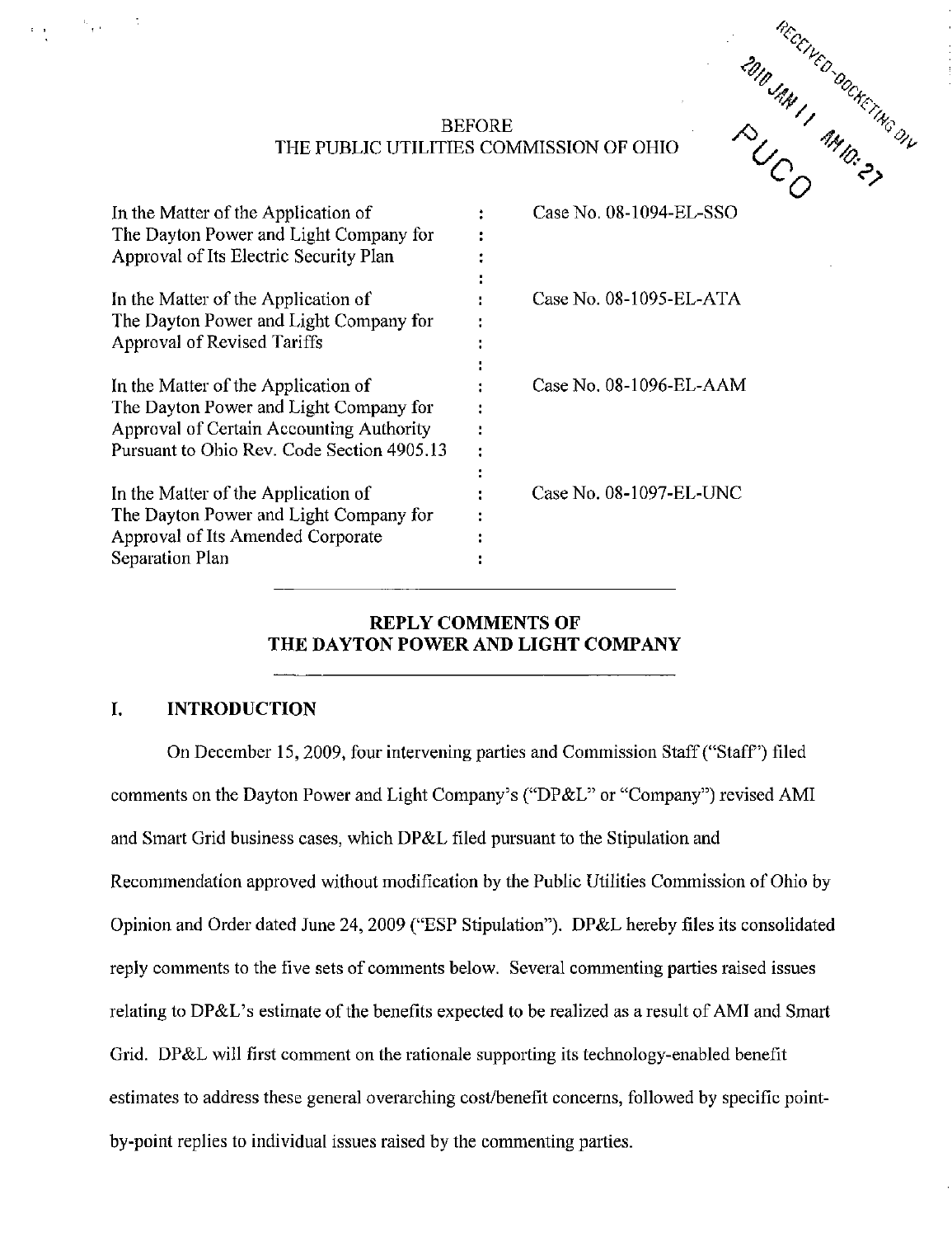BEFORE
THE PUBLIC UTILITIES COMMISSION OF OHIO

RECEIVED-DOCKETING DIV
2010 JAN 11 AM 10:27
PUCO

| | | |
|---|---|---|
| In the Matter of the Application of The Dayton Power and Light Company for Approval of Its Electric Security Plan | : | Case No. 08-1094-EL-SSO |
| In the Matter of the Application of The Dayton Power and Light Company for Approval of Revised Tariffs | : | Case No. 08-1095-EL-ATA |
| In the Matter of the Application of The Dayton Power and Light Company for Approval of Certain Accounting Authority Pursuant to Ohio Rev. Code Section 4905.13 | : | Case No. 08-1096-EL-AAM |
| In the Matter of the Application of The Dayton Power and Light Company for Approval of Its Amended Corporate Separation Plan | : | Case No. 08-1097-EL-UNC |

## REPLY COMMENTS OF THE DAYTON POWER AND LIGHT COMPANY

## I. INTRODUCTION

On December 15, 2009, four intervening parties and Commission Staff ("Staff") filed comments on the Dayton Power and Light Company's ("DP&L" or "Company") revised AMI and Smart Grid business cases, which DP&L filed pursuant to the Stipulation and Recommendation approved without modification by the Public Utilities Commission of Ohio by Opinion and Order dated June 24, 2009 ("ESP Stipulation"). DP&L hereby files its consolidated reply comments to the five sets of comments below. Several commenting parties raised issues relating to DP&L's estimate of the benefits expected to be realized as a result of AMI and Smart Grid. DP&L will first comment on the rationale supporting its technology-enabled benefit estimates to address these general overarching cost/benefit concerns, followed by specific point-by-point replies to individual issues raised by the commenting parties.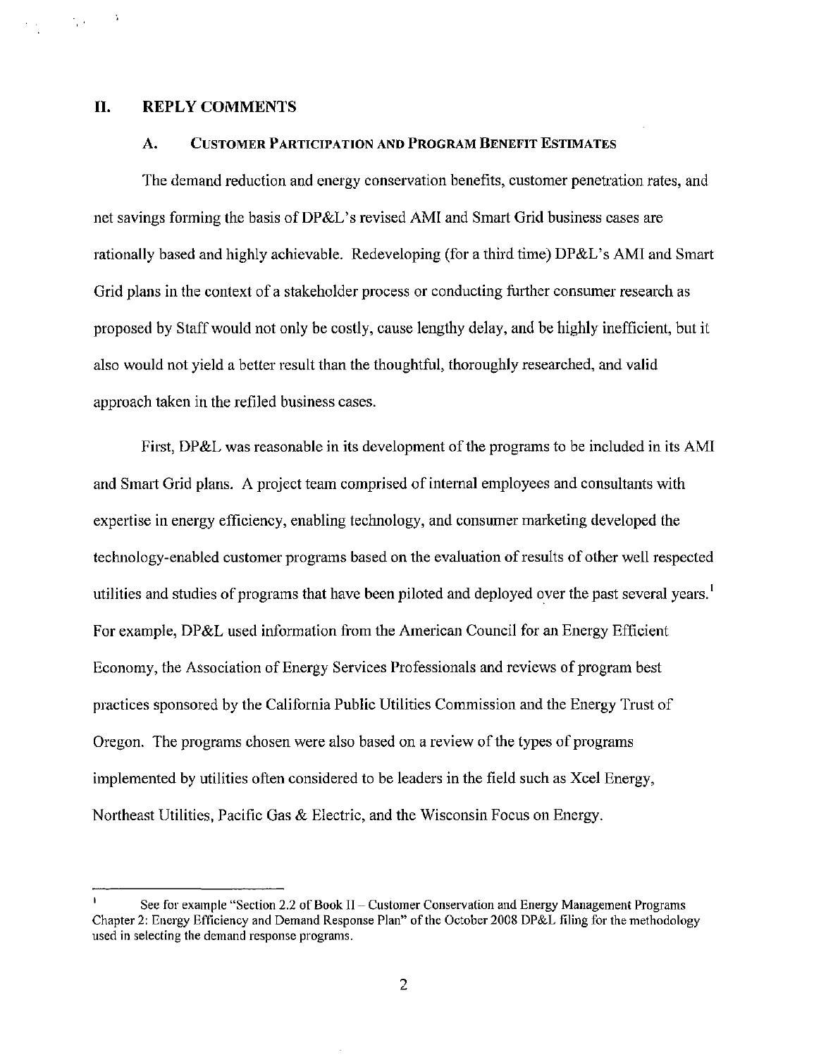## II. REPLY COMMENTS

### A. CUSTOMER PARTICIPATION AND PROGRAM BENEFIT ESTIMATES

The demand reduction and energy conservation benefits, customer penetration rates, and net savings forming the basis of DP&L's revised AMI and Smart Grid business cases are rationally based and highly achievable. Redeveloping (for a third time) DP&L's AMI and Smart Grid plans in the context of a stakeholder process or conducting further consumer research as proposed by Staff would not only be costly, cause lengthy delay, and be highly inefficient, but it also would not yield a better result than the thoughtful, thoroughly researched, and valid approach taken in the refiled business cases.

First, DP&L was reasonable in its development of the programs to be included in its AMI and Smart Grid plans. A project team comprised of internal employees and consultants with expertise in energy efficiency, enabling technology, and consumer marketing developed the technology-enabled customer programs based on the evaluation of results of other well respected utilities and studies of programs that have been piloted and deployed over the past several years.[1] For example, DP&L used information from the American Council for an Energy Efficient Economy, the Association of Energy Services Professionals and reviews of program best practices sponsored by the California Public Utilities Commission and the Energy Trust of Oregon. The programs chosen were also based on a review of the types of programs implemented by utilities often considered to be leaders in the field such as Xcel Energy, Northeast Utilities, Pacific Gas & Electric, and the Wisconsin Focus on Energy.

---

[1] See for example "Section 2.2 of Book II – Customer Conservation and Energy Management Programs Chapter 2: Energy Efficiency and Demand Response Plan" of the October 2008 DP&L filing for the methodology used in selecting the demand response programs.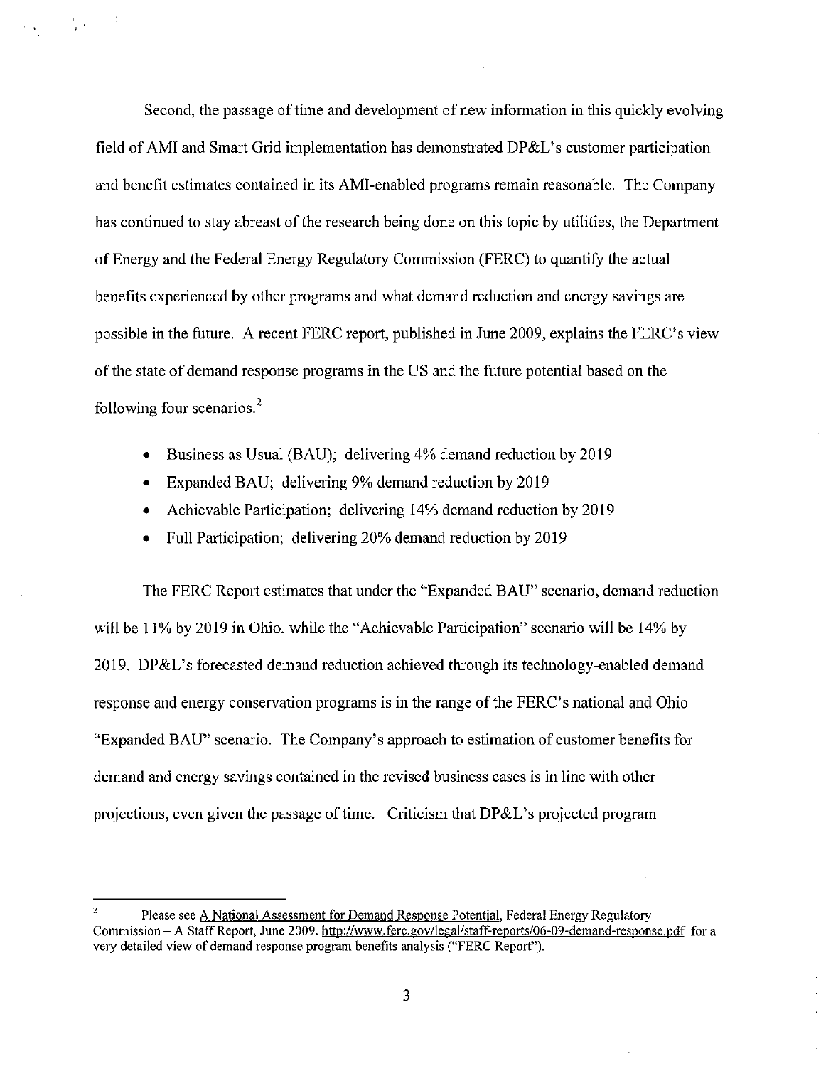Second, the passage of time and development of new information in this quickly evolving field of AMI and Smart Grid implementation has demonstrated DP&L's customer participation and benefit estimates contained in its AMI-enabled programs remain reasonable. The Company has continued to stay abreast of the research being done on this topic by utilities, the Department of Energy and the Federal Energy Regulatory Commission (FERC) to quantify the actual benefits experienced by other programs and what demand reduction and energy savings are possible in the future. A recent FERC report, published in June 2009, explains the FERC's view of the state of demand response programs in the US and the future potential based on the following four scenarios.[2]

- Business as Usual (BAU); delivering 4% demand reduction by 2019
- Expanded BAU; delivering 9% demand reduction by 2019
- Achievable Participation; delivering 14% demand reduction by 2019
- Full Participation; delivering 20% demand reduction by 2019

The FERC Report estimates that under the "Expanded BAU" scenario, demand reduction will be 11% by 2019 in Ohio, while the "Achievable Participation" scenario will be 14% by 2019. DP&L's forecasted demand reduction achieved through its technology-enabled demand response and energy conservation programs is in the range of the FERC's national and Ohio "Expanded BAU" scenario. The Company's approach to estimation of customer benefits for demand and energy savings contained in the revised business cases is in line with other projections, even given the passage of time. Criticism that DP&L's projected program

---

[2] Please see A National Assessment for Demand Response Potential, Federal Energy Regulatory Commission – A Staff Report, June 2009. http://www.ferc.gov/legal/staff-reports/06-09-demand-response.pdf for a very detailed view of demand response program benefits analysis ("FERC Report").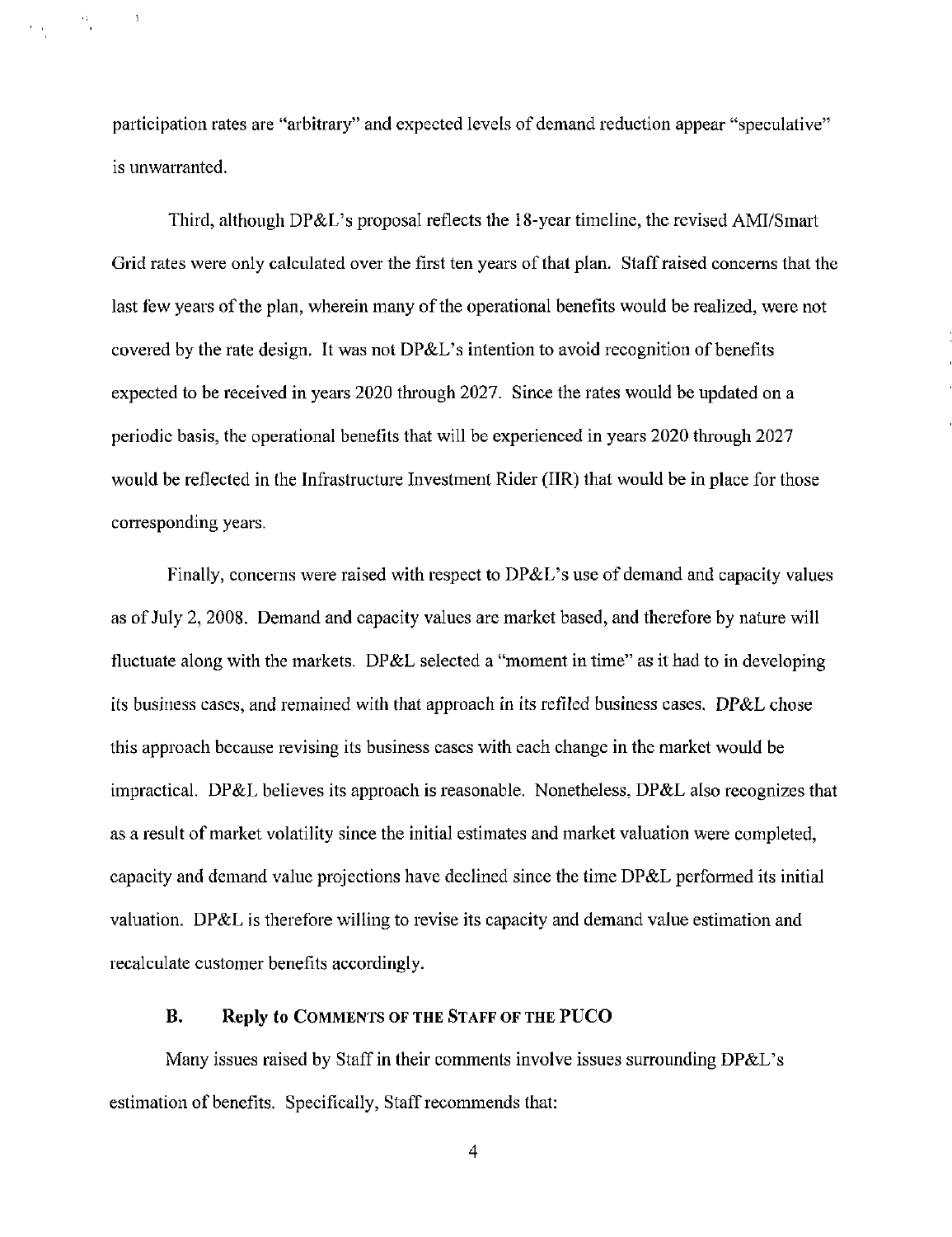participation rates are "arbitrary" and expected levels of demand reduction appear "speculative" is unwarranted.

Third, although DP&L's proposal reflects the 18-year timeline, the revised AMI/Smart Grid rates were only calculated over the first ten years of that plan. Staff raised concerns that the last few years of the plan, wherein many of the operational benefits would be realized, were not covered by the rate design. It was not DP&L's intention to avoid recognition of benefits expected to be received in years 2020 through 2027. Since the rates would be updated on a periodic basis, the operational benefits that will be experienced in years 2020 through 2027 would be reflected in the Infrastructure Investment Rider (IIR) that would be in place for those corresponding years.

Finally, concerns were raised with respect to DP&L's use of demand and capacity values as of July 2, 2008. Demand and capacity values are market based, and therefore by nature will fluctuate along with the markets. DP&L selected a "moment in time" as it had to in developing its business cases, and remained with that approach in its refiled business cases. DP&L chose this approach because revising its business cases with each change in the market would be impractical. DP&L believes its approach is reasonable. Nonetheless, DP&L also recognizes that as a result of market volatility since the initial estimates and market valuation were completed, capacity and demand value projections have declined since the time DP&L performed its initial valuation. DP&L is therefore willing to revise its capacity and demand value estimation and recalculate customer benefits accordingly.

### B. Reply to COMMENTS OF THE STAFF OF THE PUCO

Many issues raised by Staff in their comments involve issues surrounding DP&L's estimation of benefits. Specifically, Staff recommends that: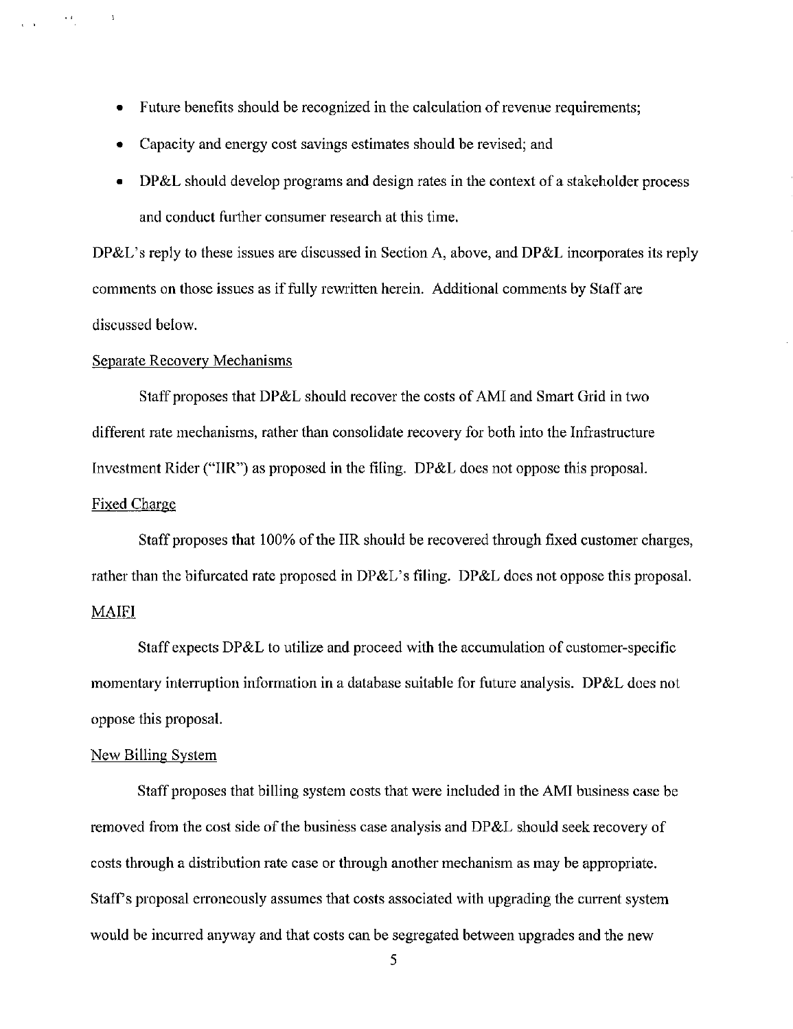- Future benefits should be recognized in the calculation of revenue requirements;
- Capacity and energy cost savings estimates should be revised; and
- DP&L should develop programs and design rates in the context of a stakeholder process and conduct further consumer research at this time.

DP&L's reply to these issues are discussed in Section A, above, and DP&L incorporates its reply comments on those issues as if fully rewritten herein. Additional comments by Staff are discussed below.

<u>Separate Recovery Mechanisms</u>

Staff proposes that DP&L should recover the costs of AMI and Smart Grid in two different rate mechanisms, rather than consolidate recovery for both into the Infrastructure Investment Rider ("IIR") as proposed in the filing. DP&L does not oppose this proposal.

<u>Fixed Charge</u>

Staff proposes that 100% of the IIR should be recovered through fixed customer charges, rather than the bifurcated rate proposed in DP&L's filing. DP&L does not oppose this proposal.

<u>MAIFI</u>

Staff expects DP&L to utilize and proceed with the accumulation of customer-specific momentary interruption information in a database suitable for future analysis. DP&L does not oppose this proposal.

<u>New Billing System</u>

Staff proposes that billing system costs that were included in the AMI business case be removed from the cost side of the business case analysis and DP&L should seek recovery of costs through a distribution rate case or through another mechanism as may be appropriate. Staff's proposal erroneously assumes that costs associated with upgrading the current system would be incurred anyway and that costs can be segregated between upgrades and the new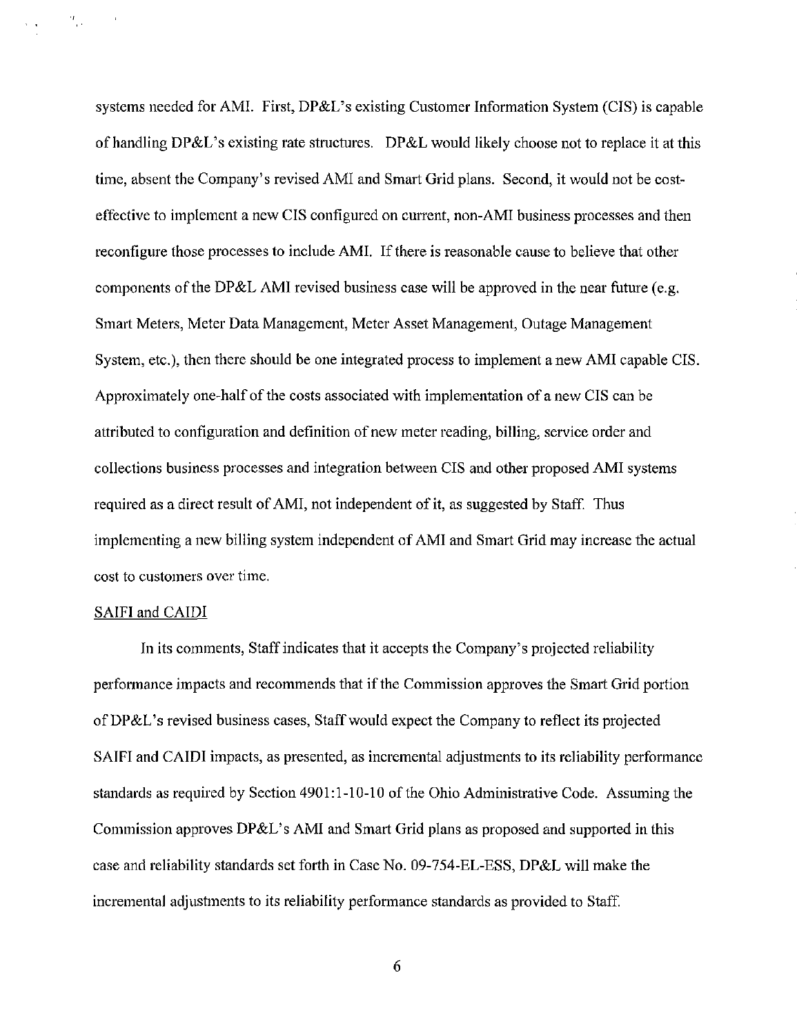systems needed for AMI. First, DP&L's existing Customer Information System (CIS) is capable of handling DP&L's existing rate structures. DP&L would likely choose not to replace it at this time, absent the Company's revised AMI and Smart Grid plans. Second, it would not be cost-effective to implement a new CIS configured on current, non-AMI business processes and then reconfigure those processes to include AMI. If there is reasonable cause to believe that other components of the DP&L AMI revised business case will be approved in the near future (e.g. Smart Meters, Meter Data Management, Meter Asset Management, Outage Management System, etc.), then there should be one integrated process to implement a new AMI capable CIS. Approximately one-half of the costs associated with implementation of a new CIS can be attributed to configuration and definition of new meter reading, billing, service order and collections business processes and integration between CIS and other proposed AMI systems required as a direct result of AMI, not independent of it, as suggested by Staff. Thus implementing a new billing system independent of AMI and Smart Grid may increase the actual cost to customers over time.

SAIFI and CAIDI

In its comments, Staff indicates that it accepts the Company's projected reliability performance impacts and recommends that if the Commission approves the Smart Grid portion of DP&L's revised business cases, Staff would expect the Company to reflect its projected SAIFI and CAIDI impacts, as presented, as incremental adjustments to its reliability performance standards as required by Section 4901:1-10-10 of the Ohio Administrative Code. Assuming the Commission approves DP&L's AMI and Smart Grid plans as proposed and supported in this case and reliability standards set forth in Case No. 09-754-EL-ESS, DP&L will make the incremental adjustments to its reliability performance standards as provided to Staff.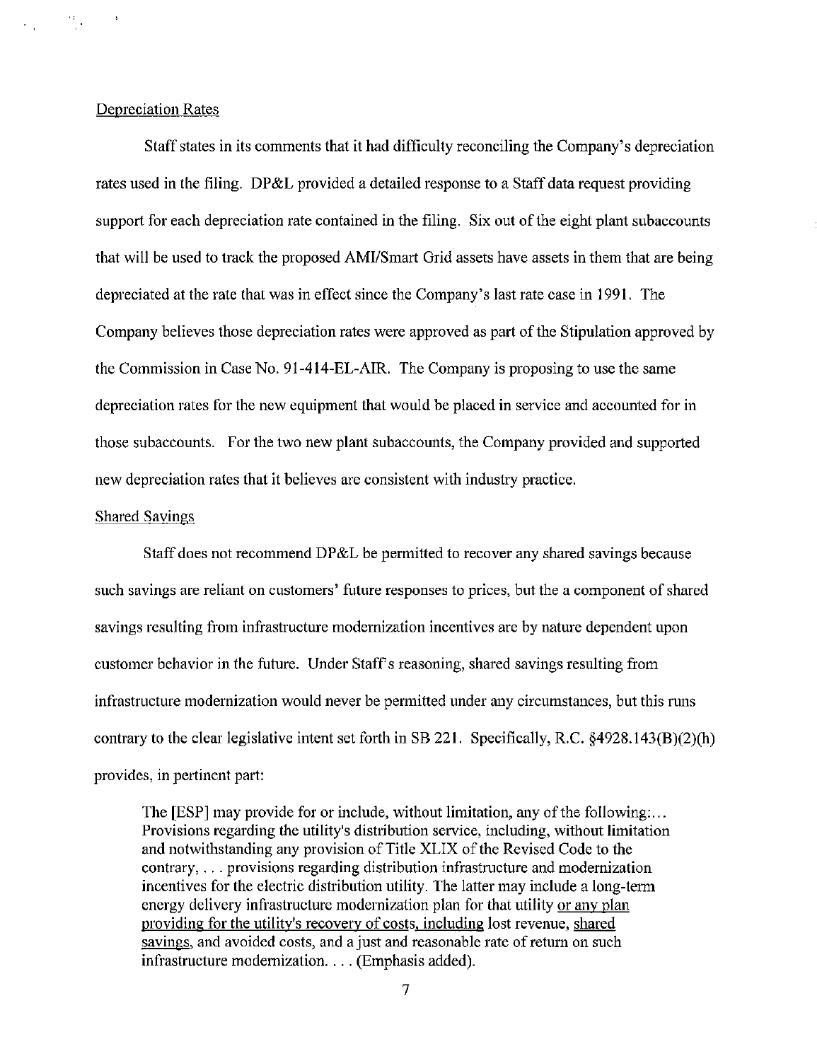Depreciation Rates

Staff states in its comments that it had difficulty reconciling the Company's depreciation rates used in the filing. DP&L provided a detailed response to a Staff data request providing support for each depreciation rate contained in the filing. Six out of the eight plant subaccounts that will be used to track the proposed AMI/Smart Grid assets have assets in them that are being depreciated at the rate that was in effect since the Company's last rate case in 1991. The Company believes those depreciation rates were approved as part of the Stipulation approved by the Commission in Case No. 91-414-EL-AIR. The Company is proposing to use the same depreciation rates for the new equipment that would be placed in service and accounted for in those subaccounts. For the two new plant subaccounts, the Company provided and supported new depreciation rates that it believes are consistent with industry practice.

Shared Savings

Staff does not recommend DP&L be permitted to recover any shared savings because such savings are reliant on customers' future responses to prices, but the a component of shared savings resulting from infrastructure modernization incentives are by nature dependent upon customer behavior in the future. Under Staff's reasoning, shared savings resulting from infrastructure modernization would never be permitted under any circumstances, but this runs contrary to the clear legislative intent set forth in SB 221. Specifically, R.C. §4928.143(B)(2)(h) provides, in pertinent part:

> The [ESP] may provide for or include, without limitation, any of the following:... Provisions regarding the utility's distribution service, including, without limitation and notwithstanding any provision of Title XLIX of the Revised Code to the contrary, . . . provisions regarding distribution infrastructure and modernization incentives for the electric distribution utility. The latter may include a long-term energy delivery infrastructure modernization plan for that utility <u>or any plan providing for the utility's recovery of costs, including</u> lost revenue, <u>shared savings</u>, and avoided costs, and a just and reasonable rate of return on such infrastructure modernization. . . . (Emphasis added).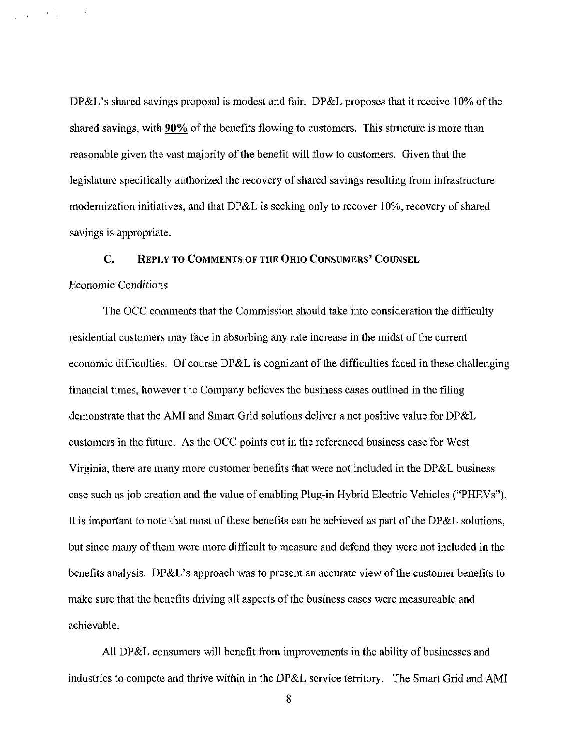DP&L's shared savings proposal is modest and fair. DP&L proposes that it receive 10% of the shared savings, with **90%** of the benefits flowing to customers. This structure is more than reasonable given the vast majority of the benefit will flow to customers. Given that the legislature specifically authorized the recovery of shared savings resulting from infrastructure modernization initiatives, and that DP&L is seeking only to recover 10%, recovery of shared savings is appropriate.

### C. REPLY TO COMMENTS OF THE OHIO CONSUMERS' COUNSEL

Economic Conditions

The OCC comments that the Commission should take into consideration the difficulty residential customers may face in absorbing any rate increase in the midst of the current economic difficulties. Of course DP&L is cognizant of the difficulties faced in these challenging financial times, however the Company believes the business cases outlined in the filing demonstrate that the AMI and Smart Grid solutions deliver a net positive value for DP&L customers in the future. As the OCC points out in the referenced business case for West Virginia, there are many more customer benefits that were not included in the DP&L business case such as job creation and the value of enabling Plug-in Hybrid Electric Vehicles ("PHEVs"). It is important to note that most of these benefits can be achieved as part of the DP&L solutions, but since many of them were more difficult to measure and defend they were not included in the benefits analysis. DP&L's approach was to present an accurate view of the customer benefits to make sure that the benefits driving all aspects of the business cases were measureable and achievable.

All DP&L consumers will benefit from improvements in the ability of businesses and industries to compete and thrive within in the DP&L service territory. The Smart Grid and AMI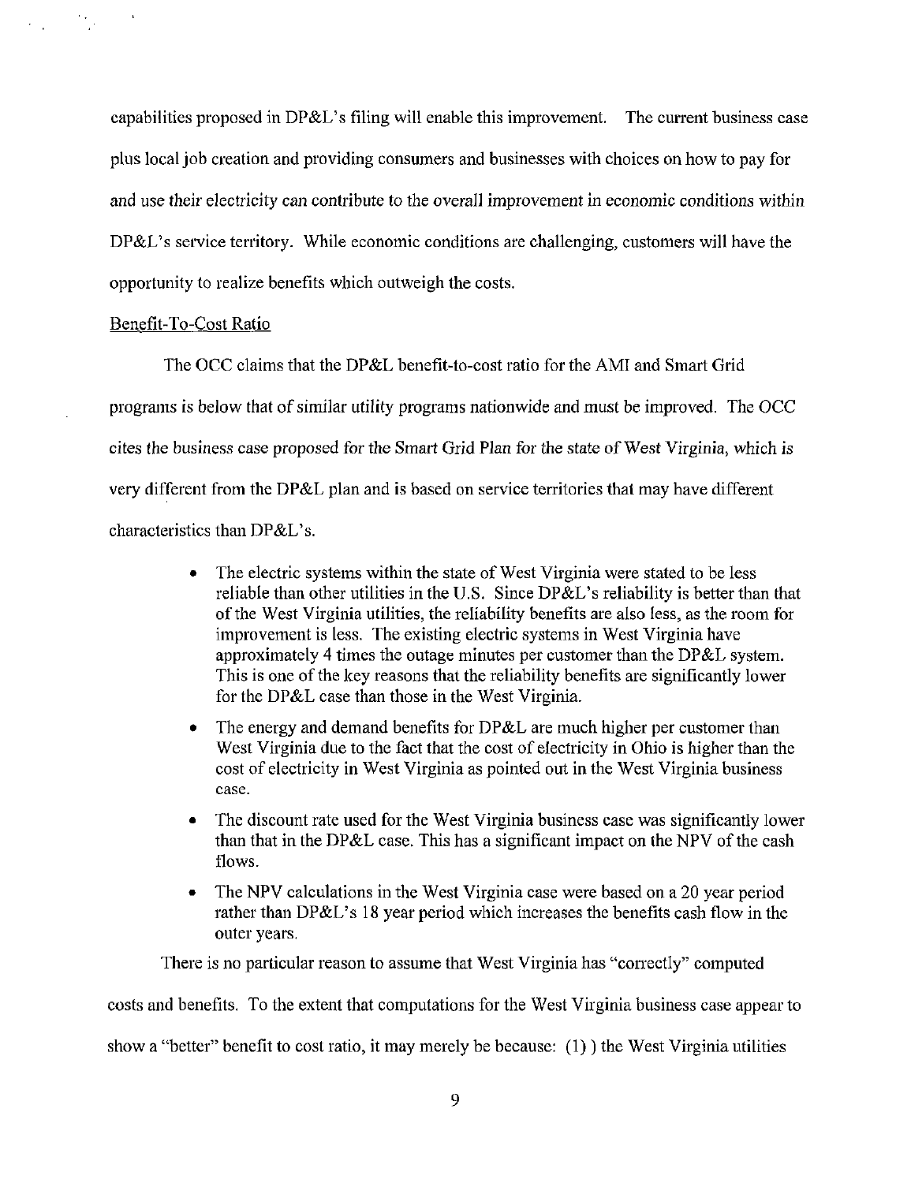capabilities proposed in DP&L's filing will enable this improvement. The current business case plus local job creation and providing consumers and businesses with choices on how to pay for and use their electricity can contribute to the overall improvement in economic conditions within DP&L's service territory. While economic conditions are challenging, customers will have the opportunity to realize benefits which outweigh the costs.

<u>Benefit-To-Cost Ratio</u>

The OCC claims that the DP&L benefit-to-cost ratio for the AMI and Smart Grid programs is below that of similar utility programs nationwide and must be improved. The OCC cites the business case proposed for the Smart Grid Plan for the state of West Virginia, which is very different from the DP&L plan and is based on service territories that may have different characteristics than DP&L's.

- The electric systems within the state of West Virginia were stated to be less reliable than other utilities in the U.S. Since DP&L's reliability is better than that of the West Virginia utilities, the reliability benefits are also less, as the room for improvement is less. The existing electric systems in West Virginia have approximately 4 times the outage minutes per customer than the DP&L system. This is one of the key reasons that the reliability benefits are significantly lower for the DP&L case than those in the West Virginia.
- The energy and demand benefits for DP&L are much higher per customer than West Virginia due to the fact that the cost of electricity in Ohio is higher than the cost of electricity in West Virginia as pointed out in the West Virginia business case.
- The discount rate used for the West Virginia business case was significantly lower than that in the DP&L case. This has a significant impact on the NPV of the cash flows.
- The NPV calculations in the West Virginia case were based on a 20 year period rather than DP&L's 18 year period which increases the benefits cash flow in the outer years.

There is no particular reason to assume that West Virginia has "correctly" computed costs and benefits. To the extent that computations for the West Virginia business case appear to show a "better" benefit to cost ratio, it may merely be because: (1) ) the West Virginia utilities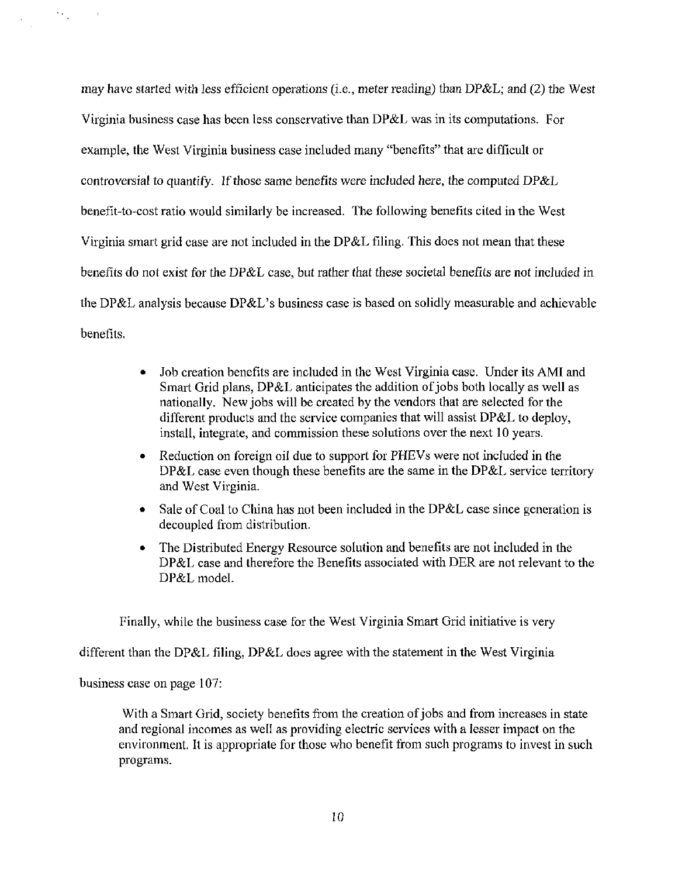may have started with less efficient operations (i.e., meter reading) than DP&L; and (2) the West Virginia business case has been less conservative than DP&L was in its computations. For example, the West Virginia business case included many "benefits" that are difficult or controversial to quantify. If those same benefits were included here, the computed DP&L benefit-to-cost ratio would similarly be increased. The following benefits cited in the West Virginia smart grid case are not included in the DP&L filing. This does not mean that these benefits do not exist for the DP&L case, but rather that these societal benefits are not included in the DP&L analysis because DP&L's business case is based on solidly measurable and achievable benefits.

- Job creation benefits are included in the West Virginia case. Under its AMI and Smart Grid plans, DP&L anticipates the addition of jobs both locally as well as nationally. New jobs will be created by the vendors that are selected for the different products and the service companies that will assist DP&L to deploy, install, integrate, and commission these solutions over the next 10 years.
- Reduction on foreign oil due to support for PHEVs were not included in the DP&L case even though these benefits are the same in the DP&L service territory and West Virginia.
- Sale of Coal to China has not been included in the DP&L case since generation is decoupled from distribution.
- The Distributed Energy Resource solution and benefits are not included in the DP&L case and therefore the Benefits associated with DER are not relevant to the DP&L model.

Finally, while the business case for the West Virginia Smart Grid initiative is very different than the DP&L filing, DP&L does agree with the statement in the West Virginia business case on page 107:

> With a Smart Grid, society benefits from the creation of jobs and from increases in state and regional incomes as well as providing electric services with a lesser impact on the environment. It is appropriate for those who benefit from such programs to invest in such programs.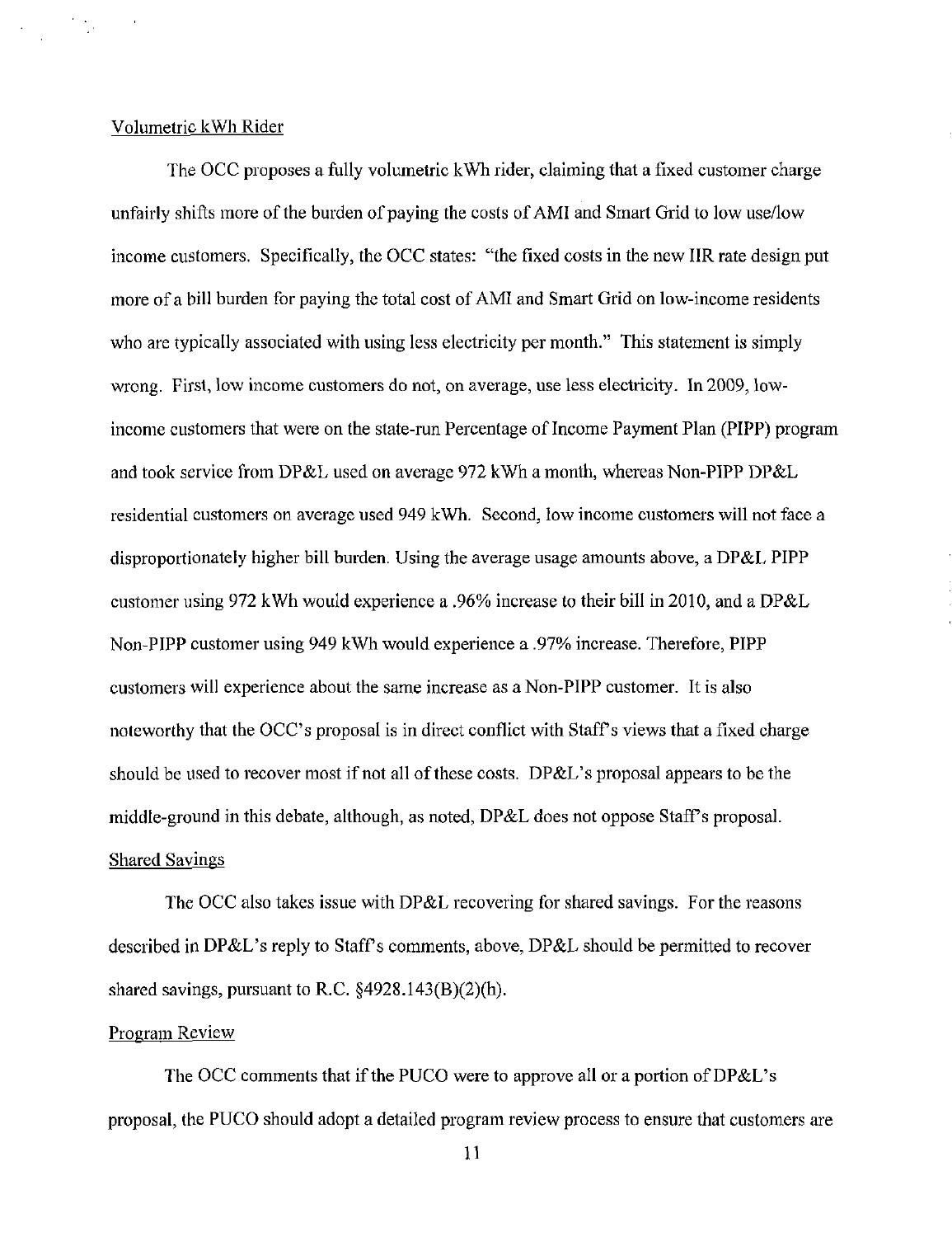Volumetric kWh Rider

The OCC proposes a fully volumetric kWh rider, claiming that a fixed customer charge unfairly shifts more of the burden of paying the costs of AMI and Smart Grid to low use/low income customers. Specifically, the OCC states: "the fixed costs in the new IIR rate design put more of a bill burden for paying the total cost of AMI and Smart Grid on low-income residents who are typically associated with using less electricity per month." This statement is simply wrong. First, low income customers do not, on average, use less electricity. In 2009, low-income customers that were on the state-run Percentage of Income Payment Plan (PIPP) program and took service from DP&L used on average 972 kWh a month, whereas Non-PIPP DP&L residential customers on average used 949 kWh. Second, low income customers will not face a disproportionately higher bill burden. Using the average usage amounts above, a DP&L PIPP customer using 972 kWh would experience a .96% increase to their bill in 2010, and a DP&L Non-PIPP customer using 949 kWh would experience a .97% increase. Therefore, PIPP customers will experience about the same increase as a Non-PIPP customer. It is also noteworthy that the OCC's proposal is in direct conflict with Staff's views that a fixed charge should be used to recover most if not all of these costs. DP&L's proposal appears to be the middle-ground in this debate, although, as noted, DP&L does not oppose Staff's proposal.

Shared Savings

The OCC also takes issue with DP&L recovering for shared savings. For the reasons described in DP&L's reply to Staff's comments, above, DP&L should be permitted to recover shared savings, pursuant to R.C. §4928.143(B)(2)(h).

Program Review

The OCC comments that if the PUCO were to approve all or a portion of DP&L's proposal, the PUCO should adopt a detailed program review process to ensure that customers are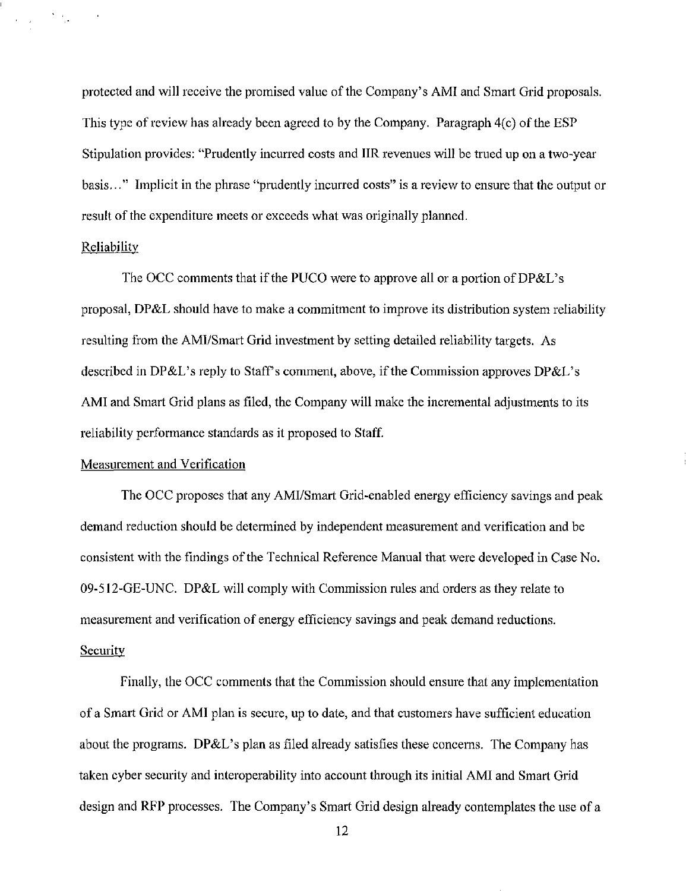protected and will receive the promised value of the Company's AMI and Smart Grid proposals. This type of review has already been agreed to by the Company. Paragraph 4(c) of the ESP Stipulation provides: "Prudently incurred costs and IIR revenues will be trued up on a two-year basis..." Implicit in the phrase "prudently incurred costs" is a review to ensure that the output or result of the expenditure meets or exceeds what was originally planned.

Reliability

The OCC comments that if the PUCO were to approve all or a portion of DP&L's proposal, DP&L should have to make a commitment to improve its distribution system reliability resulting from the AMI/Smart Grid investment by setting detailed reliability targets. As described in DP&L's reply to Staff's comment, above, if the Commission approves DP&L's AMI and Smart Grid plans as filed, the Company will make the incremental adjustments to its reliability performance standards as it proposed to Staff.

Measurement and Verification

The OCC proposes that any AMI/Smart Grid-enabled energy efficiency savings and peak demand reduction should be determined by independent measurement and verification and be consistent with the findings of the Technical Reference Manual that were developed in Case No. 09-512-GE-UNC. DP&L will comply with Commission rules and orders as they relate to measurement and verification of energy efficiency savings and peak demand reductions.

Security

Finally, the OCC comments that the Commission should ensure that any implementation of a Smart Grid or AMI plan is secure, up to date, and that customers have sufficient education about the programs. DP&L's plan as filed already satisfies these concerns. The Company has taken cyber security and interoperability into account through its initial AMI and Smart Grid design and RFP processes. The Company's Smart Grid design already contemplates the use of a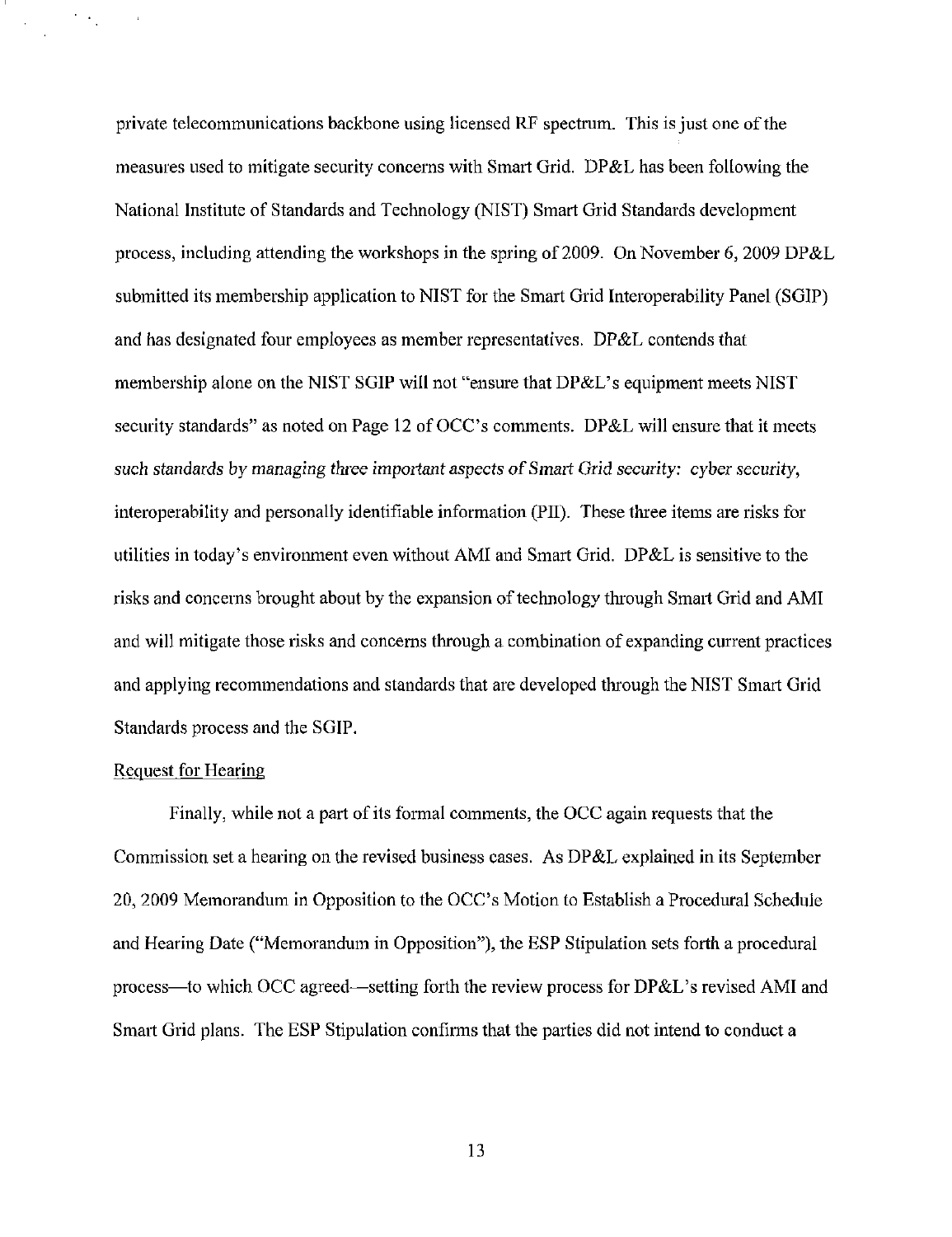private telecommunications backbone using licensed RF spectrum. This is just one of the measures used to mitigate security concerns with Smart Grid. DP&L has been following the National Institute of Standards and Technology (NIST) Smart Grid Standards development process, including attending the workshops in the spring of 2009. On November 6, 2009 DP&L submitted its membership application to NIST for the Smart Grid Interoperability Panel (SGIP) and has designated four employees as member representatives. DP&L contends that membership alone on the NIST SGIP will not "ensure that DP&L's equipment meets NIST security standards" as noted on Page 12 of OCC's comments. DP&L will ensure that it meets *such standards by managing three important aspects of Smart Grid security: cyber security,* interoperability and personally identifiable information (PII). These three items are risks for utilities in today's environment even without AMI and Smart Grid. DP&L is sensitive to the risks and concerns brought about by the expansion of technology through Smart Grid and AMI and will mitigate those risks and concerns through a combination of expanding current practices and applying recommendations and standards that are developed through the NIST Smart Grid Standards process and the SGIP.

Request for Hearing

Finally, while not a part of its formal comments, the OCC again requests that the Commission set a hearing on the revised business cases. As DP&L explained in its September 20, 2009 Memorandum in Opposition to the OCC's Motion to Establish a Procedural Schedule and Hearing Date ("Memorandum in Opposition"), the ESP Stipulation sets forth a procedural process—to which OCC agreed—setting forth the review process for DP&L's revised AMI and Smart Grid plans. The ESP Stipulation confirms that the parties did not intend to conduct a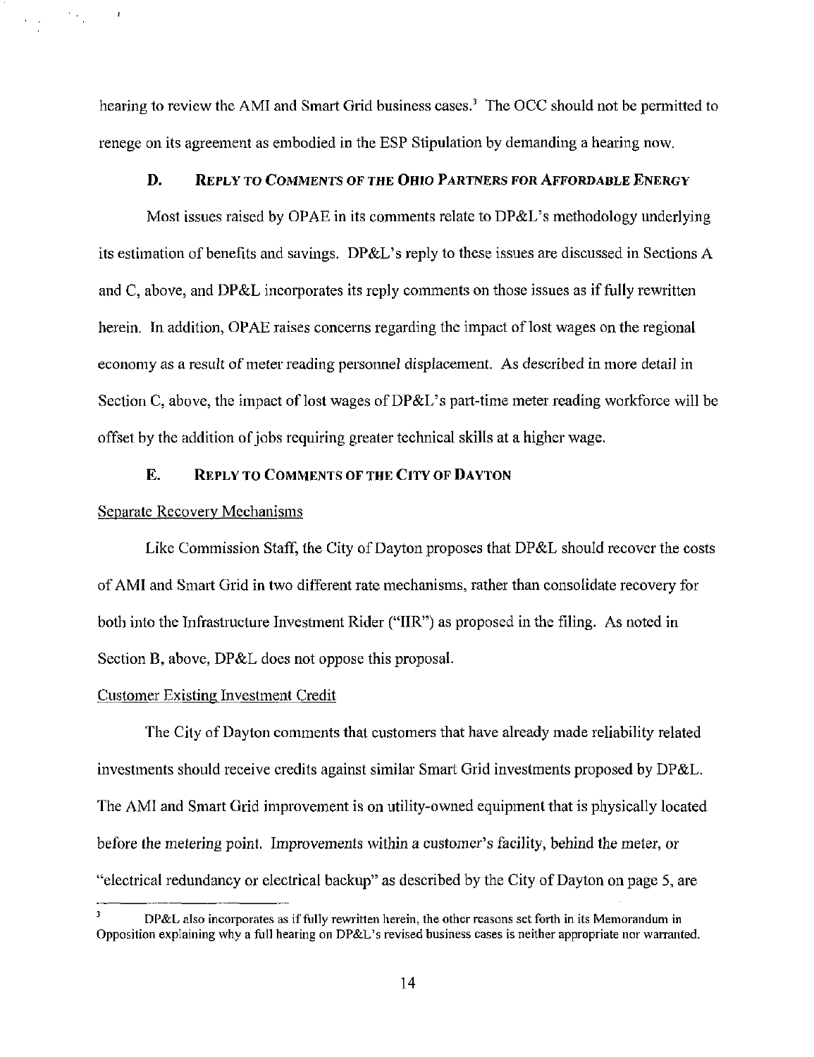hearing to review the AMI and Smart Grid business cases.[3] The OCC should not be permitted to renege on its agreement as embodied in the ESP Stipulation by demanding a hearing now.

### D. Reply to Comments of the Ohio Partners for Affordable Energy

Most issues raised by OPAE in its comments relate to DP&L's methodology underlying its estimation of benefits and savings. DP&L's reply to these issues are discussed in Sections A and C, above, and DP&L incorporates its reply comments on those issues as if fully rewritten herein. In addition, OPAE raises concerns regarding the impact of lost wages on the regional economy as a result of meter reading personnel displacement. As described in more detail in Section C, above, the impact of lost wages of DP&L's part-time meter reading workforce will be offset by the addition of jobs requiring greater technical skills at a higher wage.

### E. Reply to Comments of the City of Dayton

Separate Recovery Mechanisms

Like Commission Staff, the City of Dayton proposes that DP&L should recover the costs of AMI and Smart Grid in two different rate mechanisms, rather than consolidate recovery for both into the Infrastructure Investment Rider ("IIR") as proposed in the filing. As noted in Section B, above, DP&L does not oppose this proposal.

Customer Existing Investment Credit

The City of Dayton comments that customers that have already made reliability related investments should receive credits against similar Smart Grid investments proposed by DP&L. The AMI and Smart Grid improvement is on utility-owned equipment that is physically located before the metering point. Improvements within a customer's facility, behind the meter, or "electrical redundancy or electrical backup" as described by the City of Dayton on page 5, are

[3] DP&L also incorporates as if fully rewritten herein, the other reasons set forth in its Memorandum in Opposition explaining why a full hearing on DP&L's revised business cases is neither appropriate nor warranted.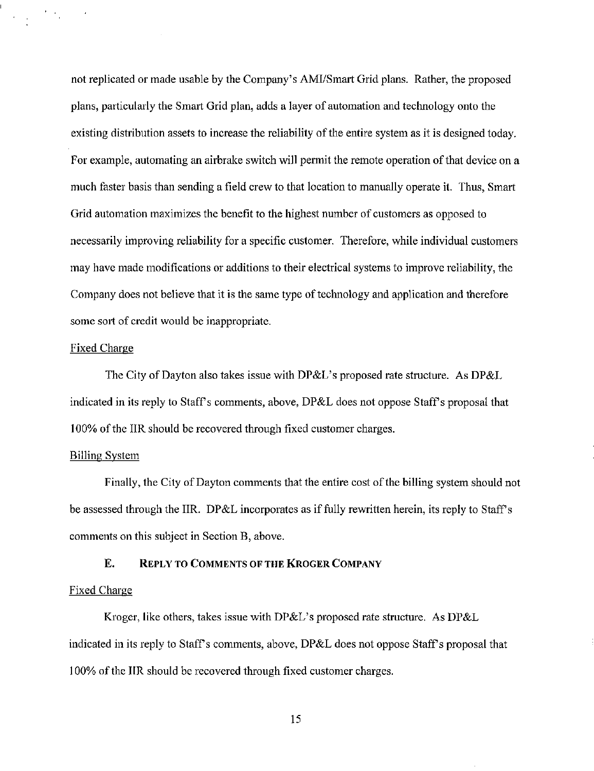not replicated or made usable by the Company's AMI/Smart Grid plans. Rather, the proposed plans, particularly the Smart Grid plan, adds a layer of automation and technology onto the existing distribution assets to increase the reliability of the entire system as it is designed today. For example, automating an airbrake switch will permit the remote operation of that device on a much faster basis than sending a field crew to that location to manually operate it. Thus, Smart Grid automation maximizes the benefit to the highest number of customers as opposed to necessarily improving reliability for a specific customer. Therefore, while individual customers may have made modifications or additions to their electrical systems to improve reliability, the Company does not believe that it is the same type of technology and application and therefore some sort of credit would be inappropriate.

<u>Fixed Charge</u>

The City of Dayton also takes issue with DP&L's proposed rate structure. As DP&L indicated in its reply to Staff's comments, above, DP&L does not oppose Staff's proposal that 100% of the IIR should be recovered through fixed customer charges.

<u>Billing System</u>

Finally, the City of Dayton comments that the entire cost of the billing system should not be assessed through the IIR. DP&L incorporates as if fully rewritten herein, its reply to Staff's comments on this subject in Section B, above.

### E. REPLY TO COMMENTS OF THE KROGER COMPANY

<u>Fixed Charge</u>

Kroger, like others, takes issue with DP&L's proposed rate structure. As DP&L indicated in its reply to Staff's comments, above, DP&L does not oppose Staff's proposal that 100% of the IIR should be recovered through fixed customer charges.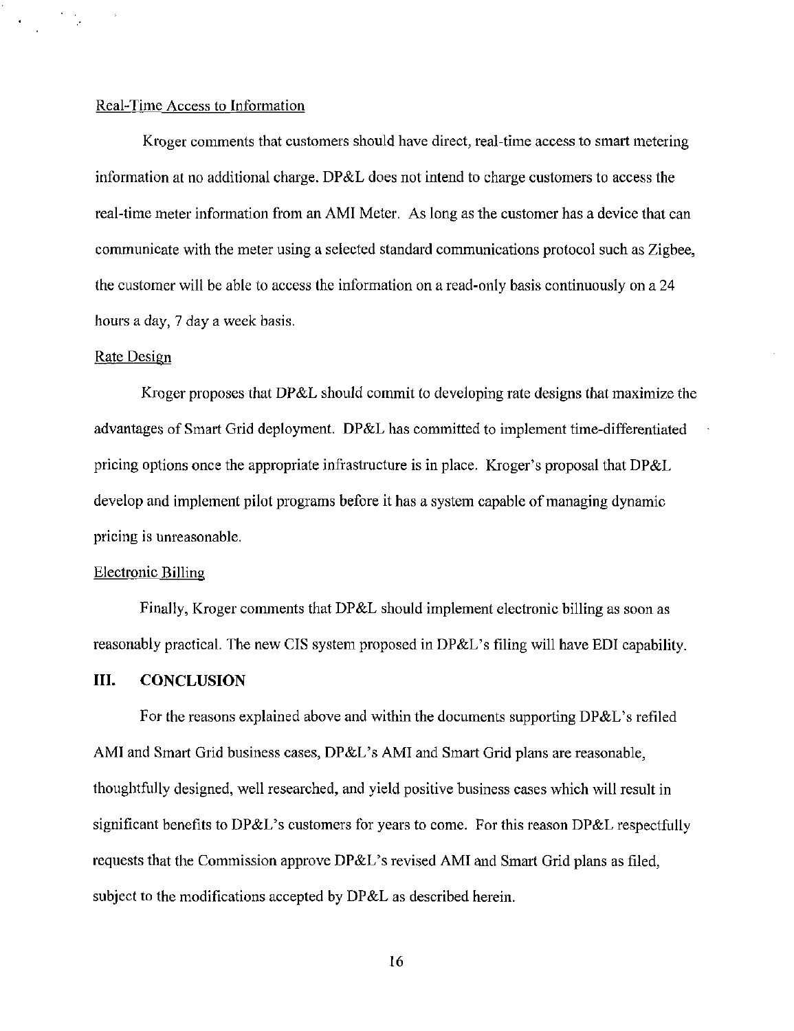Real-Time Access to Information

Kroger comments that customers should have direct, real-time access to smart metering information at no additional charge. DP&L does not intend to charge customers to access the real-time meter information from an AMI Meter. As long as the customer has a device that can communicate with the meter using a selected standard communications protocol such as Zigbee, the customer will be able to access the information on a read-only basis continuously on a 24 hours a day, 7 day a week basis.

Rate Design

Kroger proposes that DP&L should commit to developing rate designs that maximize the advantages of Smart Grid deployment. DP&L has committed to implement time-differentiated pricing options once the appropriate infrastructure is in place. Kroger's proposal that DP&L develop and implement pilot programs before it has a system capable of managing dynamic pricing is unreasonable.

Electronic Billing

Finally, Kroger comments that DP&L should implement electronic billing as soon as reasonably practical. The new CIS system proposed in DP&L's filing will have EDI capability.

## III. CONCLUSION

For the reasons explained above and within the documents supporting DP&L's refiled AMI and Smart Grid business cases, DP&L's AMI and Smart Grid plans are reasonable, thoughtfully designed, well researched, and yield positive business cases which will result in significant benefits to DP&L's customers for years to come. For this reason DP&L respectfully requests that the Commission approve DP&L's revised AMI and Smart Grid plans as filed, subject to the modifications accepted by DP&L as described herein.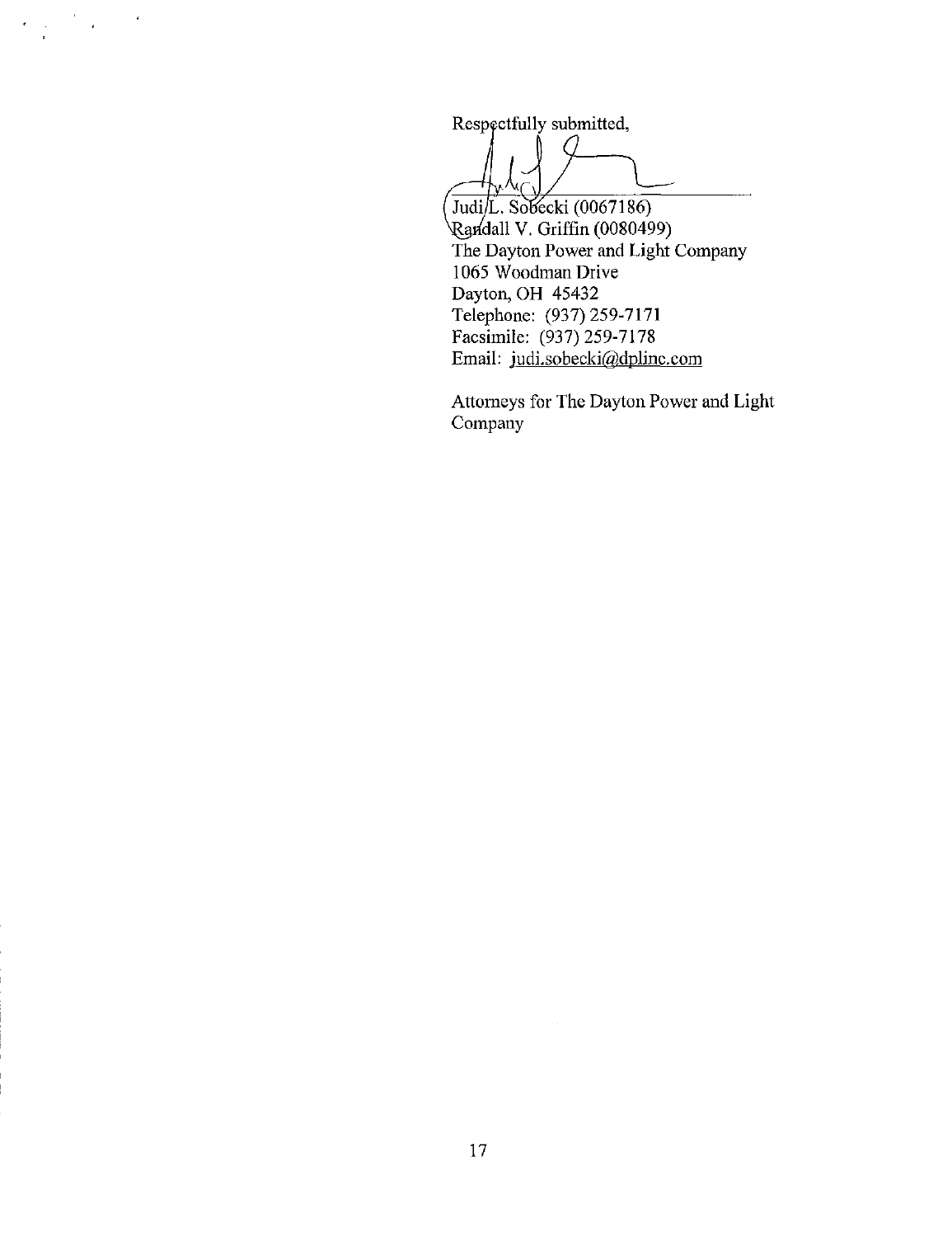Respectfully submitted,

Judi L. Sobecki (0067186)
Randall V. Griffin (0080499)
The Dayton Power and Light Company
1065 Woodman Drive
Dayton, OH 45432
Telephone: (937) 259-7171
Facsimile: (937) 259-7178
Email: judi.sobecki@dplinc.com

Attorneys for The Dayton Power and Light Company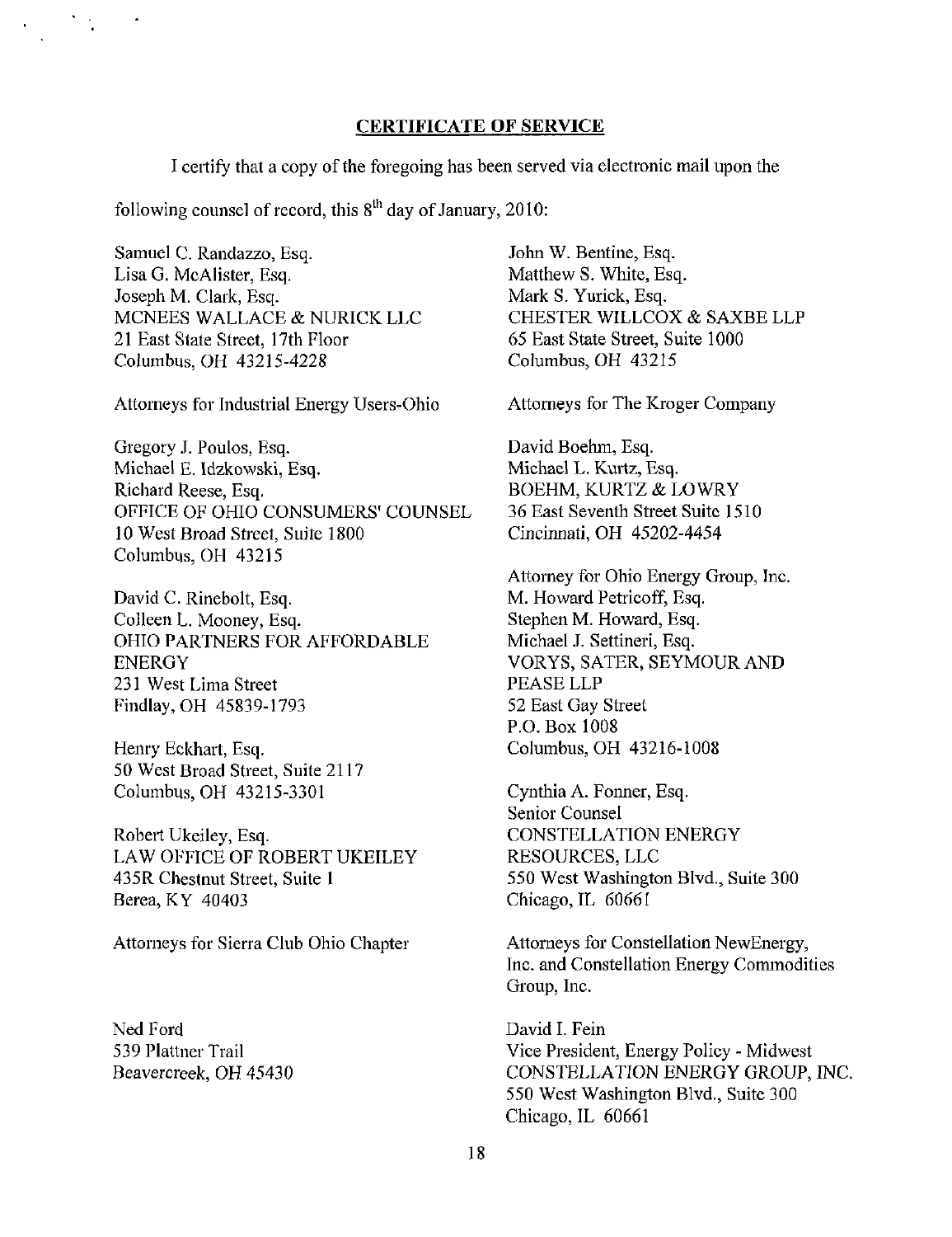## CERTIFICATE OF SERVICE

I certify that a copy of the foregoing has been served via electronic mail upon the following counsel of record, this 8th day of January, 2010:

Samuel C. Randazzo, Esq.
Lisa G. McAlister, Esq.
Joseph M. Clark, Esq.
MCNEES WALLACE & NURICK LLC
21 East State Street, 17th Floor
Columbus, OH 43215-4228

Attorneys for Industrial Energy Users-Ohio

Gregory J. Poulos, Esq.
Michael E. Idzkowski, Esq.
Richard Reese, Esq.
OFFICE OF OHIO CONSUMERS' COUNSEL
10 West Broad Street, Suite 1800
Columbus, OH 43215

David C. Rinebolt, Esq.
Colleen L. Mooney, Esq.
OHIO PARTNERS FOR AFFORDABLE ENERGY
231 West Lima Street
Findlay, OH 45839-1793

Henry Eckhart, Esq.
50 West Broad Street, Suite 2117
Columbus, OH 43215-3301

Robert Ukeiley, Esq.
LAW OFFICE OF ROBERT UKEILEY
435R Chestnut Street, Suite 1
Berea, KY 40403

Attorneys for Sierra Club Ohio Chapter

Ned Ford
539 Plattner Trail
Beavercreek, OH 45430

John W. Bentine, Esq.
Matthew S. White, Esq.
Mark S. Yurick, Esq.
CHESTER WILLCOX & SAXBE LLP
65 East State Street, Suite 1000
Columbus, OH 43215

Attorneys for The Kroger Company

David Boehm, Esq.
Michael L. Kurtz, Esq.
BOEHM, KURTZ & LOWRY
36 East Seventh Street Suite 1510
Cincinnati, OH 45202-4454

Attorney for Ohio Energy Group, Inc.

M. Howard Petricoff, Esq.
Stephen M. Howard, Esq.
Michael J. Settineri, Esq.
VORYS, SATER, SEYMOUR AND PEASE LLP
52 East Gay Street
P.O. Box 1008
Columbus, OH 43216-1008

Cynthia A. Fonner, Esq.
Senior Counsel
CONSTELLATION ENERGY RESOURCES, LLC
550 West Washington Blvd., Suite 300
Chicago, IL 60661

Attorneys for Constellation NewEnergy, Inc. and Constellation Energy Commodities Group, Inc.

David I. Fein
Vice President, Energy Policy - Midwest
CONSTELLATION ENERGY GROUP, INC.
550 West Washington Blvd., Suite 300
Chicago, IL 60661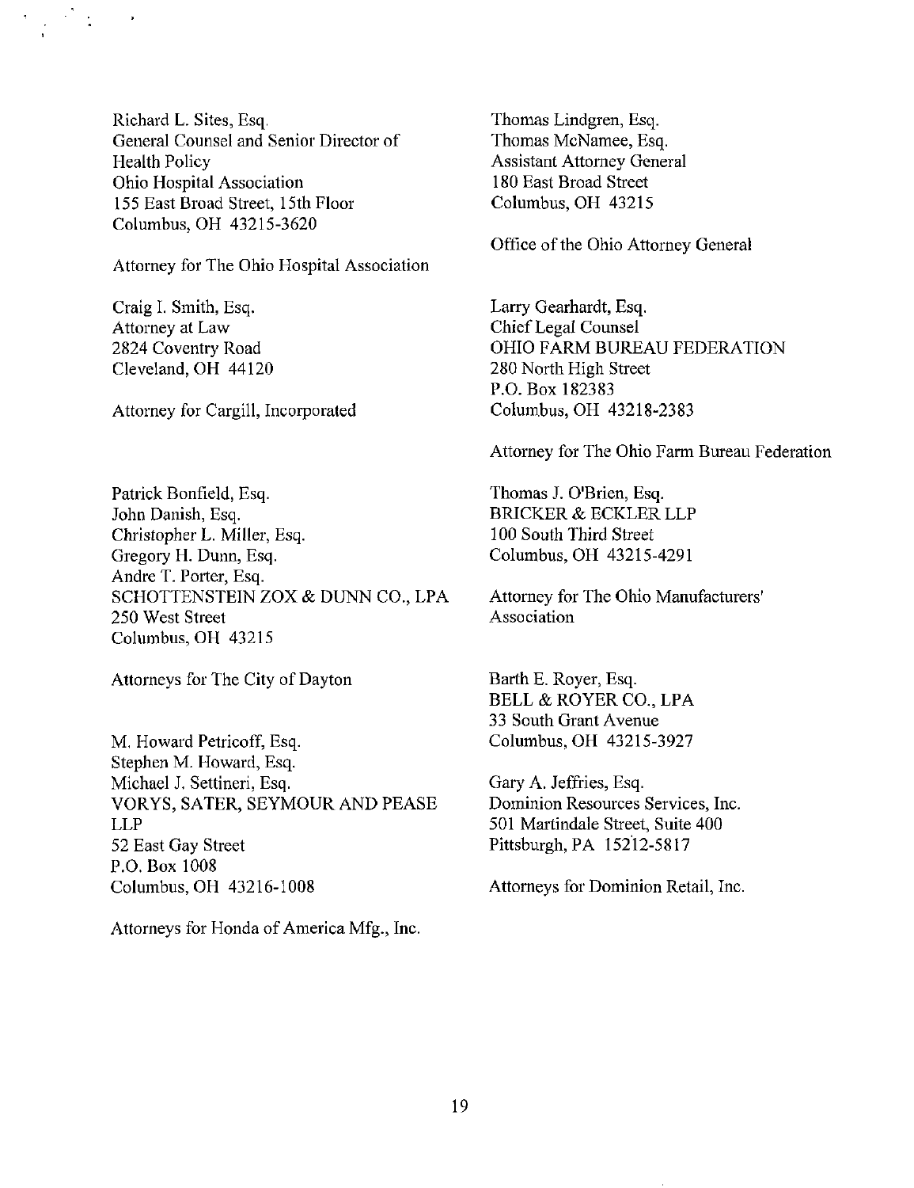Richard L. Sites, Esq.
General Counsel and Senior Director of Health Policy
Ohio Hospital Association
155 East Broad Street, 15th Floor
Columbus, OH 43215-3620

Attorney for The Ohio Hospital Association

Craig I. Smith, Esq.
Attorney at Law
2824 Coventry Road
Cleveland, OH 44120

Attorney for Cargill, Incorporated

Patrick Bonfield, Esq.
John Danish, Esq.
Christopher L. Miller, Esq.
Gregory H. Dunn, Esq.
Andre T. Porter, Esq.
SCHOTTENSTEIN ZOX & DUNN CO., LPA
250 West Street
Columbus, OH 43215

Attorneys for The City of Dayton

M. Howard Petricoff, Esq.
Stephen M. Howard, Esq.
Michael J. Settineri, Esq.
VORYS, SATER, SEYMOUR AND PEASE LLP
52 East Gay Street
P.O. Box 1008
Columbus, OH 43216-1008

Attorneys for Honda of America Mfg., Inc.

Thomas Lindgren, Esq.
Thomas McNamee, Esq.
Assistant Attorney General
180 East Broad Street
Columbus, OH 43215

Office of the Ohio Attorney General

Larry Gearhardt, Esq.
Chief Legal Counsel
OHIO FARM BUREAU FEDERATION
280 North High Street
P.O. Box 182383
Columbus, OH 43218-2383

Attorney for The Ohio Farm Bureau Federation

Thomas J. O'Brien, Esq.
BRICKER & ECKLER LLP
100 South Third Street
Columbus, OH 43215-4291

Attorney for The Ohio Manufacturers' Association

Barth E. Royer, Esq.
BELL & ROYER CO., LPA
33 South Grant Avenue
Columbus, OH 43215-3927

Gary A. Jeffries, Esq.
Dominion Resources Services, Inc.
501 Martindale Street, Suite 400
Pittsburgh, PA 15212-5817

Attorneys for Dominion Retail, Inc.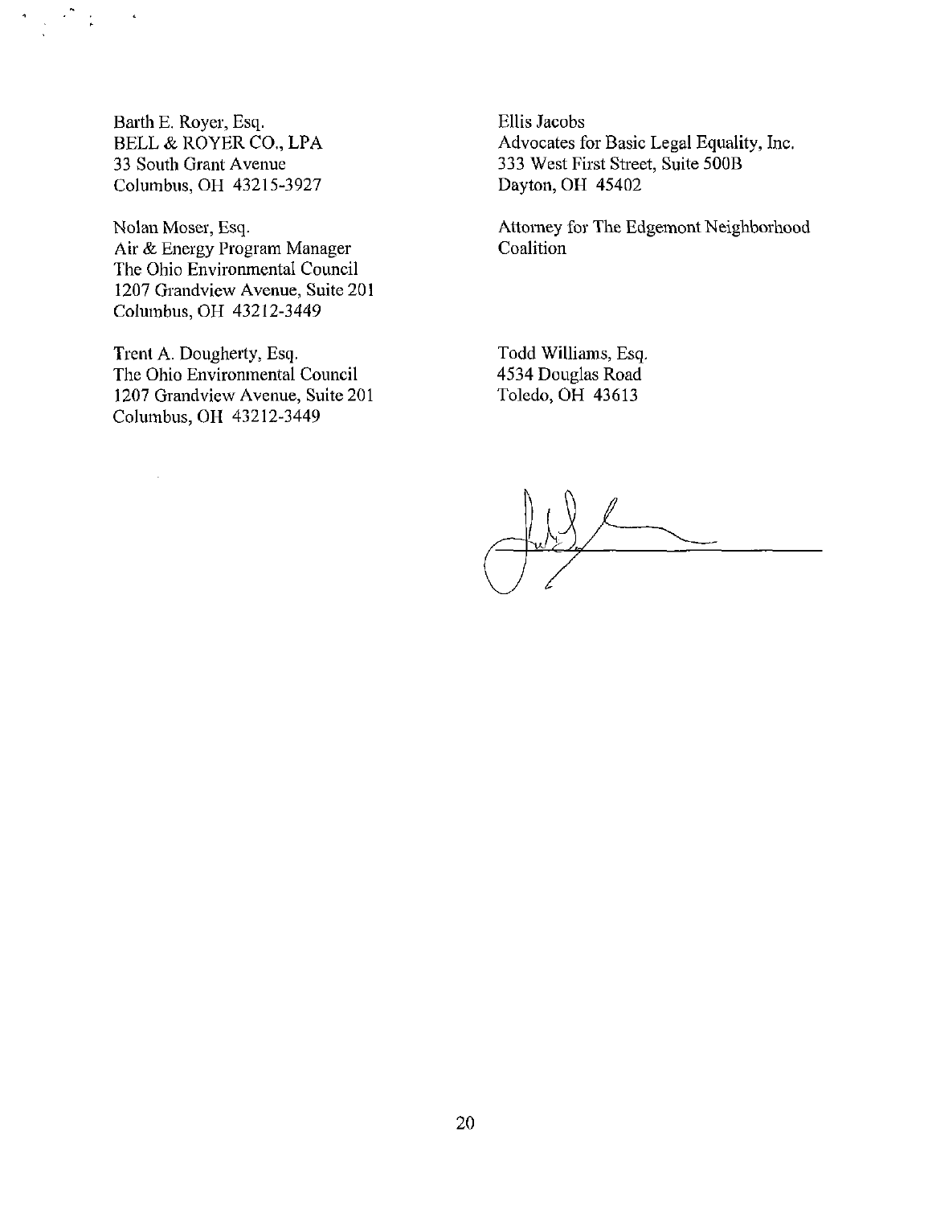Barth E. Royer, Esq.
BELL & ROYER CO., LPA
33 South Grant Avenue
Columbus, OH 43215-3927

Nolan Moser, Esq.
Air & Energy Program Manager
The Ohio Environmental Council
1207 Grandview Avenue, Suite 201
Columbus, OH 43212-3449

Trent A. Dougherty, Esq.
The Ohio Environmental Council
1207 Grandview Avenue, Suite 201
Columbus, OH 43212-3449

Ellis Jacobs
Advocates for Basic Legal Equality, Inc.
333 West First Street, Suite 500B
Dayton, OH 45402

Attorney for The Edgemont Neighborhood Coalition

Todd Williams, Esq.
4534 Douglas Road
Toledo, OH 43613